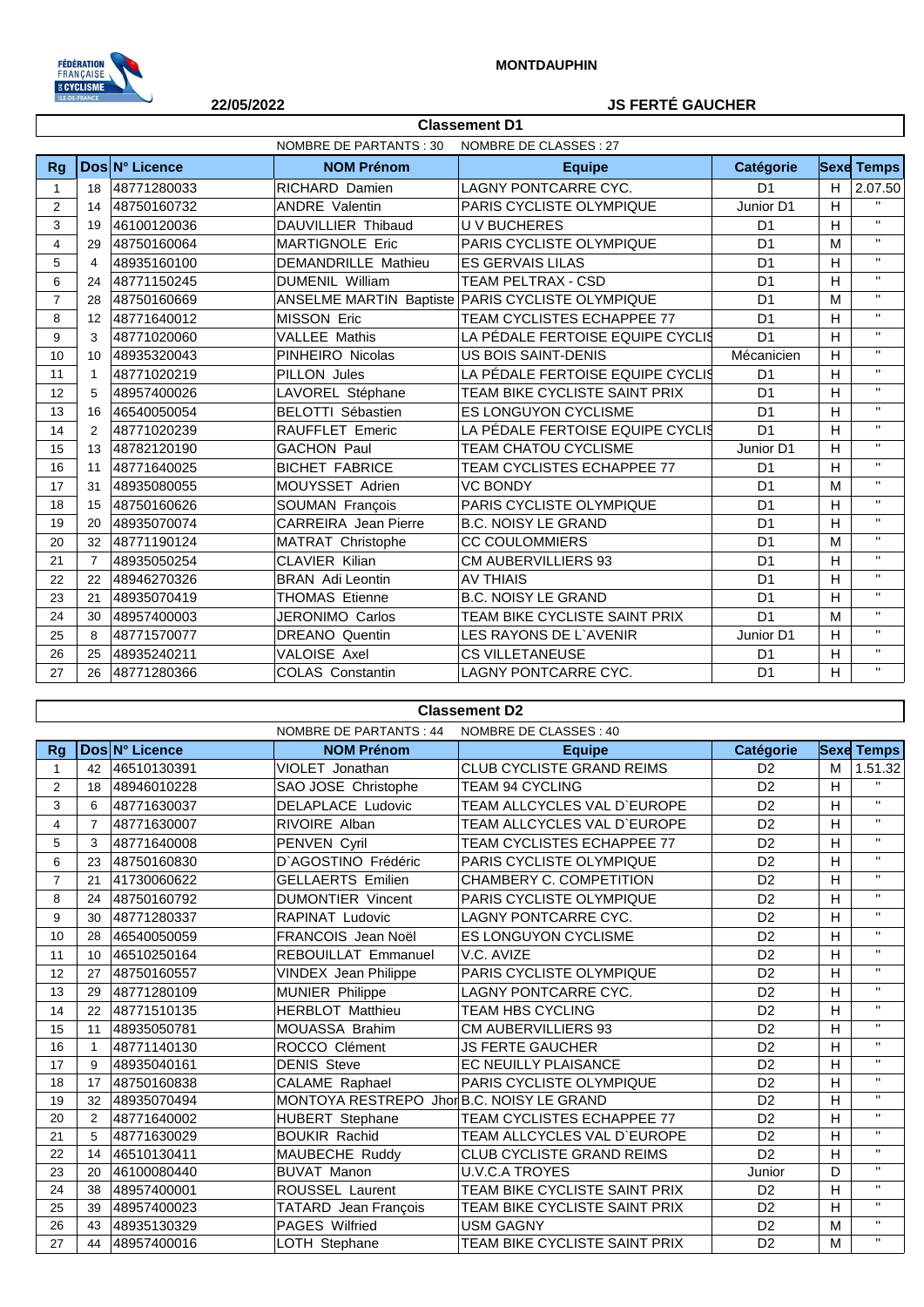FÉDÉRATION FRANÇAISE DE CYCLISME ÎLE-DE-FRANCE

**MONTDAUPHIN**

**22/05/2022** **JS FERTÉ GAUCHER**

## Classement D1

NOMBRE DE PARTANTS : 30 NOMBRE DE CLASSES : 27

| Rg | Dos | N° Licence | NOM Prénom | Equipe | Catégorie | Sexe | Temps |
|---|---|---|---|---|---|---|---|
| 1 | 18 | 48771280033 | RICHARD Damien | LAGNY PONTCARRE CYC. | D1 | H | 2.07.50 |
| 2 | 14 | 48750160732 | ANDRE Valentin | PARIS CYCLISTE OLYMPIQUE | Junior D1 | H | " |
| 3 | 19 | 46100120036 | DAUVILLIER Thibaud | U V BUCHERES | D1 | H | " |
| 4 | 29 | 48750160064 | MARTIGNOLE Eric | PARIS CYCLISTE OLYMPIQUE | D1 | M | " |
| 5 | 4 | 48935160100 | DEMANDRILLE Mathieu | ES GERVAIS LILAS | D1 | H | " |
| 6 | 24 | 48771150245 | DUMENIL William | TEAM PELTRAX - CSD | D1 | H | " |
| 7 | 28 | 48750160669 | ANSELME MARTIN Baptiste | PARIS CYCLISTE OLYMPIQUE | D1 | M | " |
| 8 | 12 | 48771640012 | MISSON Eric | TEAM CYCLISTES ECHAPPEE 77 | D1 | H | " |
| 9 | 3 | 48771020060 | VALLEE Mathis | LA PÉDALE FERTOISE EQUIPE CYCLIS | D1 | H | " |
| 10 | 10 | 48935320043 | PINHEIRO Nicolas | US BOIS SAINT-DENIS | Mécanicien | H | " |
| 11 | 1 | 48771020219 | PILLON Jules | LA PÉDALE FERTOISE EQUIPE CYCLIS | D1 | H | " |
| 12 | 5 | 48957400026 | LAVOREL Stéphane | TEAM BIKE CYCLISTE SAINT PRIX | D1 | H | " |
| 13 | 16 | 46540050054 | BELOTTI Sébastien | ES LONGUYON CYCLISME | D1 | H | " |
| 14 | 2 | 48771020239 | RAUFFLET Emeric | LA PÉDALE FERTOISE EQUIPE CYCLIS | D1 | H | " |
| 15 | 13 | 48782120190 | GACHON Paul | TEAM CHATOU CYCLISME | Junior D1 | H | " |
| 16 | 11 | 48771640025 | BICHET FABRICE | TEAM CYCLISTES ECHAPPEE 77 | D1 | H | " |
| 17 | 31 | 48935080055 | MOUYSSET Adrien | VC BONDY | D1 | M | " |
| 18 | 15 | 48750160626 | SOUMAN François | PARIS CYCLISTE OLYMPIQUE | D1 | H | " |
| 19 | 20 | 48935070074 | CARREIRA Jean Pierre | B.C. NOISY LE GRAND | D1 | H | " |
| 20 | 32 | 48771190124 | MATRAT Christophe | CC COULOMMIERS | D1 | M | " |
| 21 | 7 | 48935050254 | CLAVIER Kilian | CM AUBERVILLIERS 93 | D1 | H | " |
| 22 | 22 | 48946270326 | BRAN Adi Leontin | AV THIAIS | D1 | H | " |
| 23 | 21 | 48935070419 | THOMAS Etienne | B.C. NOISY LE GRAND | D1 | H | " |
| 24 | 30 | 48957400003 | JERONIMO Carlos | TEAM BIKE CYCLISTE SAINT PRIX | D1 | M | " |
| 25 | 8 | 48771570077 | DREANO Quentin | LES RAYONS DE L`AVENIR | Junior D1 | H | " |
| 26 | 25 | 48935240211 | VALOISE Axel | CS VILLETANEUSE | D1 | H | " |
| 27 | 26 | 48771280366 | COLAS Constantin | LAGNY PONTCARRE CYC. | D1 | H | " |

## Classement D2

NOMBRE DE PARTANTS : 44 NOMBRE DE CLASSES : 40

| Rg | Dos | N° Licence | NOM Prénom | Equipe | Catégorie | Sexe | Temps |
|---|---|---|---|---|---|---|---|
| 1 | 42 | 46510130391 | VIOLET Jonathan | CLUB CYCLISTE GRAND REIMS | D2 | M | 1.51.32 |
| 2 | 18 | 48946010228 | SAO JOSE Christophe | TEAM 94 CYCLING | D2 | H | " |
| 3 | 6 | 48771630037 | DELAPLACE Ludovic | TEAM ALLCYCLES VAL D`EUROPE | D2 | H | " |
| 4 | 7 | 48771630007 | RIVOIRE Alban | TEAM ALLCYCLES VAL D`EUROPE | D2 | H | " |
| 5 | 3 | 48771640008 | PENVEN Cyril | TEAM CYCLISTES ECHAPPEE 77 | D2 | H | " |
| 6 | 23 | 48750160830 | D`AGOSTINO Frédéric | PARIS CYCLISTE OLYMPIQUE | D2 | H | " |
| 7 | 21 | 41730060622 | GELLAERTS Emilien | CHAMBERY C. COMPETITION | D2 | H | " |
| 8 | 24 | 48750160792 | DUMONTIER Vincent | PARIS CYCLISTE OLYMPIQUE | D2 | H | " |
| 9 | 30 | 48771280337 | RAPINAT Ludovic | LAGNY PONTCARRE CYC. | D2 | H | " |
| 10 | 28 | 46540050059 | FRANCOIS Jean Noël | ES LONGUYON CYCLISME | D2 | H | " |
| 11 | 10 | 46510250164 | REBOUILLAT Emmanuel | V.C. AVIZE | D2 | H | " |
| 12 | 27 | 48750160557 | VINDEX Jean Philippe | PARIS CYCLISTE OLYMPIQUE | D2 | H | " |
| 13 | 29 | 48771280109 | MUNIER Philippe | LAGNY PONTCARRE CYC. | D2 | H | " |
| 14 | 22 | 48771510135 | HERBLOT Matthieu | TEAM HBS CYCLING | D2 | H | " |
| 15 | 11 | 48935050781 | MOUASSA Brahim | CM AUBERVILLIERS 93 | D2 | H | " |
| 16 | 1 | 48771140130 | ROCCO Clément | JS FERTE GAUCHER | D2 | H | " |
| 17 | 9 | 48935040161 | DENIS Steve | EC NEUILLY PLAISANCE | D2 | H | " |
| 18 | 17 | 48750160838 | CALAME Raphael | PARIS CYCLISTE OLYMPIQUE | D2 | H | " |
| 19 | 32 | 48935070494 | MONTOYA RESTREPO Jhor | B.C. NOISY LE GRAND | D2 | H | " |
| 20 | 2 | 48771640002 | HUBERT Stephane | TEAM CYCLISTES ECHAPPEE 77 | D2 | H | " |
| 21 | 5 | 48771630029 | BOUKIR Rachid | TEAM ALLCYCLES VAL D`EUROPE | D2 | H | " |
| 22 | 14 | 46510130411 | MAUBECHE Ruddy | CLUB CYCLISTE GRAND REIMS | D2 | H | " |
| 23 | 20 | 46100080440 | BUVAT Manon | U.V.C.A TROYES | Junior | D | " |
| 24 | 38 | 48957400001 | ROUSSEL Laurent | TEAM BIKE CYCLISTE SAINT PRIX | D2 | H | " |
| 25 | 39 | 48957400023 | TATARD Jean François | TEAM BIKE CYCLISTE SAINT PRIX | D2 | H | " |
| 26 | 43 | 48935130329 | PAGES Wilfried | USM GAGNY | D2 | M | " |
| 27 | 44 | 48957400016 | LOTH Stephane | TEAM BIKE CYCLISTE SAINT PRIX | D2 | M | " |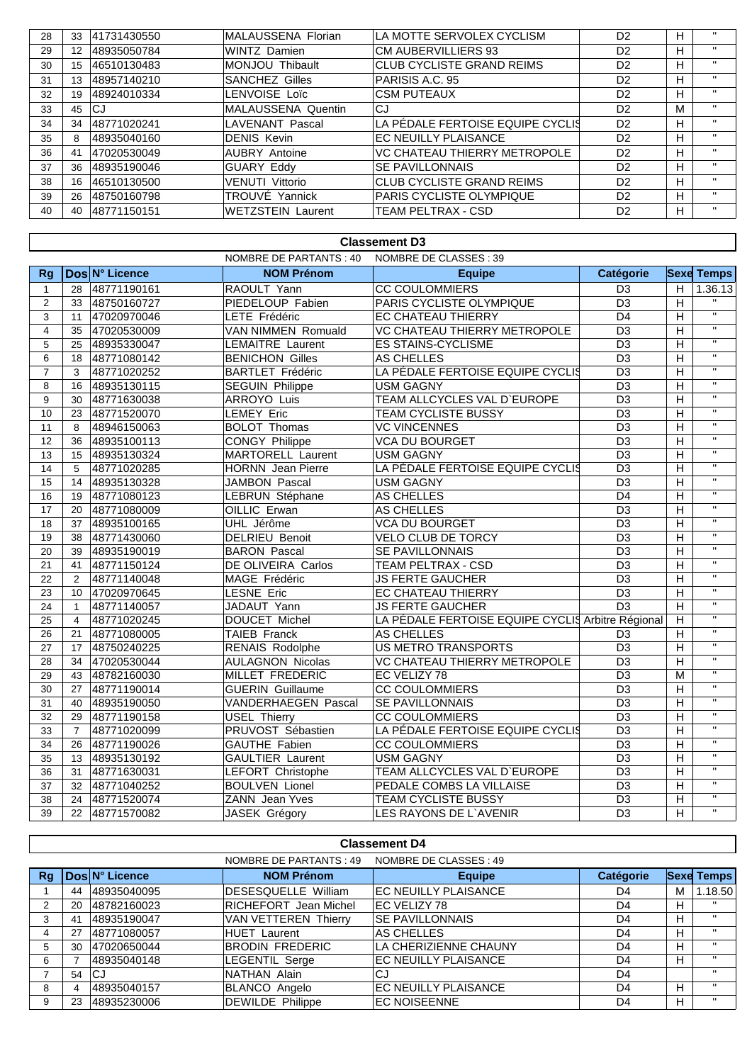| 28 | 33 | 41731430550 | MALAUSSENA Florian | LA MOTTE SERVOLEX CYCLISM | D2 | H | " |
|---|---|---|---|---|---|---|---|
| 29 | 12 | 48935050784 | WINTZ Damien | CM AUBERVILLIERS 93 | D2 | H | " |
| 30 | 15 | 46510130483 | MONJOU Thibault | CLUB CYCLISTE GRAND REIMS | D2 | H | " |
| 31 | 13 | 48957140210 | SANCHEZ Gilles | PARISIS A.C. 95 | D2 | H | " |
| 32 | 19 | 48924010334 | LENVOISE Loïc | CSM PUTEAUX | D2 | H | " |
| 33 | 45 | CJ | MALAUSSENA Quentin | CJ | D2 | M | " |
| 34 | 34 | 48771020241 | LAVENANT Pascal | LA PÉDALE FERTOISE EQUIPE CYCLIS | D2 | H | " |
| 35 | 8 | 48935040160 | DENIS Kevin | EC NEUILLY PLAISANCE | D2 | H | " |
| 36 | 41 | 47020530049 | AUBRY Antoine | VC CHATEAU THIERRY METROPOLE | D2 | H | " |
| 37 | 36 | 48935190046 | GUARY Eddy | SE PAVILLONNAIS | D2 | H | " |
| 38 | 16 | 46510130500 | VENUTI Vittorio | CLUB CYCLISTE GRAND REIMS | D2 | H | " |
| 39 | 26 | 48750160798 | TROUVÉ Yannick | PARIS CYCLISTE OLYMPIQUE | D2 | H | " |
| 40 | 40 | 48771150151 | WETZSTEIN Laurent | TEAM PELTRAX - CSD | D2 | H | " |

## Classement D3

NOMBRE DE PARTANTS : 40 NOMBRE DE CLASSES : 39

| Rg | Dos | N° Licence | NOM Prénom | Equipe | Catégorie | Sexe | Temps |
|---|---|---|---|---|---|---|---|
| 1 | 28 | 48771190161 | RAOULT Yann | CC COULOMMIERS | D3 | H | 1.36.13 |
| 2 | 33 | 48750160727 | PIEDELOUP Fabien | PARIS CYCLISTE OLYMPIQUE | D3 | H | " |
| 3 | 11 | 47020970046 | LETE Frédéric | EC CHATEAU THIERRY | D4 | H | " |
| 4 | 35 | 47020530009 | VAN NIMMEN Romuald | VC CHATEAU THIERRY METROPOLE | D3 | H | " |
| 5 | 25 | 48935330047 | LEMAITRE Laurent | ES STAINS-CYCLISME | D3 | H | " |
| 6 | 18 | 48771080142 | BENICHON Gilles | AS CHELLES | D3 | H | " |
| 7 | 3 | 48771020252 | BARTLET Frédéric | LA PÉDALE FERTOISE EQUIPE CYCLIS | D3 | H | " |
| 8 | 16 | 48935130115 | SEGUIN Philippe | USM GAGNY | D3 | H | " |
| 9 | 30 | 48771630038 | ARROYO Luis | TEAM ALLCYCLES VAL D`EUROPE | D3 | H | " |
| 10 | 23 | 48771520070 | LEMEY Eric | TEAM CYCLISTE BUSSY | D3 | H | " |
| 11 | 8 | 48946150063 | BOLOT Thomas | VC VINCENNES | D3 | H | " |
| 12 | 36 | 48935100113 | CONGY Philippe | VCA DU BOURGET | D3 | H | " |
| 13 | 15 | 48935130324 | MARTORELL Laurent | USM GAGNY | D3 | H | " |
| 14 | 5 | 48771020285 | HORNN Jean Pierre | LA PÉDALE FERTOISE EQUIPE CYCLIS | D3 | H | " |
| 15 | 14 | 48935130328 | JAMBON Pascal | USM GAGNY | D3 | H | " |
| 16 | 19 | 48771080123 | LEBRUN Stéphane | AS CHELLES | D4 | H | " |
| 17 | 20 | 48771080009 | OILLIC Erwan | AS CHELLES | D3 | H | " |
| 18 | 37 | 48935100165 | UHL Jérôme | VCA DU BOURGET | D3 | H | " |
| 19 | 38 | 48771430060 | DELRIEU Benoit | VELO CLUB DE TORCY | D3 | H | " |
| 20 | 39 | 48935190019 | BARON Pascal | SE PAVILLONNAIS | D3 | H | " |
| 21 | 41 | 48771150124 | DE OLIVEIRA Carlos | TEAM PELTRAX - CSD | D3 | H | " |
| 22 | 2 | 48771140048 | MAGE Frédéric | JS FERTE GAUCHER | D3 | H | " |
| 23 | 10 | 47020970645 | LESNE Eric | EC CHATEAU THIERRY | D3 | H | " |
| 24 | 1 | 48771140057 | JADAUT Yann | JS FERTE GAUCHER | D3 | H | " |
| 25 | 4 | 48771020245 | DOUCET Michel | LA PÉDALE FERTOISE EQUIPE CYCLIS | Arbitre Régional | H | " |
| 26 | 21 | 48771080005 | TAIEB Franck | AS CHELLES | D3 | H | " |
| 27 | 17 | 48750240225 | RENAIS Rodolphe | US METRO TRANSPORTS | D3 | H | " |
| 28 | 34 | 47020530044 | AULAGNON Nicolas | VC CHATEAU THIERRY METROPOLE | D3 | H | " |
| 29 | 43 | 48782160030 | MILLET FREDERIC | EC VELIZY 78 | D3 | M | " |
| 30 | 27 | 48771190014 | GUERIN Guillaume | CC COULOMMIERS | D3 | H | " |
| 31 | 40 | 48935190050 | VANDERHAEGEN Pascal | SE PAVILLONNAIS | D3 | H | " |
| 32 | 29 | 48771190158 | USEL Thierry | CC COULOMMIERS | D3 | H | " |
| 33 | 7 | 48771020099 | PRUVOST Sébastien | LA PÉDALE FERTOISE EQUIPE CYCLIS | D3 | H | " |
| 34 | 26 | 48771190026 | GAUTHE Fabien | CC COULOMMIERS | D3 | H | " |
| 35 | 13 | 48935130192 | GAULTIER Laurent | USM GAGNY | D3 | H | " |
| 36 | 31 | 48771630031 | LEFORT Christophe | TEAM ALLCYCLES VAL D`EUROPE | D3 | H | " |
| 37 | 32 | 48771040252 | BOULVEN Lionel | PEDALE COMBS LA VILLAISE | D3 | H | " |
| 38 | 24 | 48771520074 | ZANN Jean Yves | TEAM CYCLISTE BUSSY | D3 | H | " |
| 39 | 22 | 48771570082 | JASEK Grégory | LES RAYONS DE L`AVENIR | D3 | H | " |

## Classement D4

NOMBRE DE PARTANTS : 49 NOMBRE DE CLASSES : 49

| Rg | Dos | N° Licence | NOM Prénom | Equipe | Catégorie | Sexe | Temps |
|---|---|---|---|---|---|---|---|
| 1 | 44 | 48935040095 | DESESQUELLE William | EC NEUILLY PLAISANCE | D4 | M | 1.18.50 |
| 2 | 20 | 48782160023 | RICHEFORT Jean Michel | EC VELIZY 78 | D4 | H | " |
| 3 | 41 | 48935190047 | VAN VETTEREN Thierry | SE PAVILLONNAIS | D4 | H | " |
| 4 | 27 | 48771080057 | HUET Laurent | AS CHELLES | D4 | H | " |
| 5 | 30 | 47020650044 | BRODIN FREDERIC | LA CHERIZIENNE CHAUNY | D4 | H | " |
| 6 | 7 | 48935040148 | LEGENTIL Serge | EC NEUILLY PLAISANCE | D4 | H | " |
| 7 | 54 | CJ | NATHAN Alain | CJ | D4 | | " |
| 8 | 4 | 48935040157 | BLANCO Angelo | EC NEUILLY PLAISANCE | D4 | H | " |
| 9 | 23 | 48935230006 | DEWILDE Philippe | EC NOISEENNE | D4 | H | " |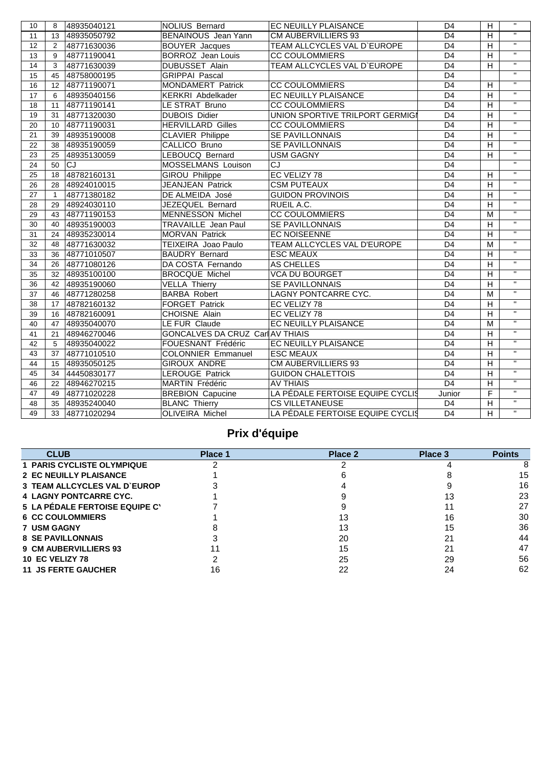| | | | | | | | |
|---|---|---|---|---|---|---|---|
| 10 | 8 | 48935040121 | NOLIUS Bernard | EC NEUILLY PLAISANCE | D4 | H | " |
| 11 | 13 | 48935050792 | BENAINOUS Jean Yann | CM AUBERVILLIERS 93 | D4 | H | " |
| 12 | 2 | 48771630036 | BOUYER Jacques | TEAM ALLCYCLES VAL D`EUROPE | D4 | H | " |
| 13 | 9 | 48771190041 | BORROZ Jean Louis | CC COULOMMIERS | D4 | H | " |
| 14 | 3 | 48771630039 | DUBUSSET Alain | TEAM ALLCYCLES VAL D`EUROPE | D4 | H | " |
| 15 | 45 | 48758000195 | GRIPPAI Pascal | | D4 | | " |
| 16 | 12 | 48771190071 | MONDAMERT Patrick | CC COULOMMIERS | D4 | H | " |
| 17 | 6 | 48935040156 | KERKRI Abdelkader | EC NEUILLY PLAISANCE | D4 | H | " |
| 18 | 11 | 48771190141 | LE STRAT Bruno | CC COULOMMIERS | D4 | H | " |
| 19 | 31 | 48771320030 | DUBOIS Didier | UNION SPORTIVE TRILPORT GERMIGI | D4 | H | " |
| 20 | 10 | 48771190031 | HERVILLARD Gilles | CC COULOMMIERS | D4 | H | " |
| 21 | 39 | 48935190008 | CLAVIER Philippe | SE PAVILLONNAIS | D4 | H | " |
| 22 | 38 | 48935190059 | CALLICO Bruno | SE PAVILLONNAIS | D4 | H | " |
| 23 | 25 | 48935130059 | LEBOUCQ Bernard | USM GAGNY | D4 | H | " |
| 24 | 50 | CJ | MOSSELMANS Louison | CJ | D4 | | " |
| 25 | 18 | 48782160131 | GIROU Philippe | EC VELIZY 78 | D4 | H | " |
| 26 | 28 | 48924010015 | JEANJEAN Patrick | CSM PUTEAUX | D4 | H | " |
| 27 | 1 | 48771380182 | DE ALMEIDA José | GUIDON PROVINOIS | D4 | H | " |
| 28 | 29 | 48924030110 | JEZEQUEL Bernard | RUEIL A.C. | D4 | H | " |
| 29 | 43 | 48771190153 | MENNESSON Michel | CC COULOMMIERS | D4 | M | " |
| 30 | 40 | 48935190003 | TRAVAILLE Jean Paul | SE PAVILLONNAIS | D4 | H | " |
| 31 | 24 | 48935230014 | MORVAN Patrick | EC NOISEENNE | D4 | H | " |
| 32 | 48 | 48771630032 | TEIXEIRA Joao Paulo | TEAM ALLCYCLES VAL D'EUROPE | D4 | M | " |
| 33 | 36 | 48771010507 | BAUDRY Bernard | ESC MEAUX | D4 | H | " |
| 34 | 26 | 48771080126 | DA COSTA Fernando | AS CHELLES | D4 | H | " |
| 35 | 32 | 48935100100 | BROCQUE Michel | VCA DU BOURGET | D4 | H | " |
| 36 | 42 | 48935190060 | VELLA Thierry | SE PAVILLONNAIS | D4 | H | " |
| 37 | 46 | 48771280258 | BARBA Robert | LAGNY PONTCARRE CYC. | D4 | M | " |
| 38 | 17 | 48782160132 | FORGET Patrick | EC VELIZY 78 | D4 | H | " |
| 39 | 16 | 48782160091 | CHOISNE Alain | EC VELIZY 78 | D4 | H | " |
| 40 | 47 | 48935040070 | LE FUR Claude | EC NEUILLY PLAISANCE | D4 | M | " |
| 41 | 21 | 48946270046 | GONCALVES DA CRUZ Carl | AV THIAIS | D4 | H | " |
| 42 | 5 | 48935040022 | FOUESNANT Frédéric | EC NEUILLY PLAISANCE | D4 | H | " |
| 43 | 37 | 48771010510 | COLONNIER Emmanuel | ESC MEAUX | D4 | H | " |
| 44 | 15 | 48935050125 | GIROUX ANDRE | CM AUBERVILLIERS 93 | D4 | H | " |
| 45 | 34 | 44450830177 | LEROUGE Patrick | GUIDON CHALETTOIS | D4 | H | " |
| 46 | 22 | 48946270215 | MARTIN Frédéric | AV THIAIS | D4 | H | " |
| 47 | 49 | 48771020228 | BREBION Capucine | LA PÉDALE FERTOISE EQUIPE CYCLIS | Junior | F | " |
| 48 | 35 | 48935240040 | BLANC Thierry | CS VILLETANEUSE | D4 | H | " |
| 49 | 33 | 48771020294 | OLIVEIRA Michel | LA PÉDALE FERTOISE EQUIPE CYCLIS | D4 | H | " |

## Prix d'équipe

| CLUB | Place 1 | Place 2 | Place 3 | Points |
|---|---|---|---|---|
| **1 PARIS CYCLISTE OLYMPIQUE** | 2 | 2 | 4 | 8 |
| **2 EC NEUILLY PLAISANCE** | 1 | 6 | 8 | 15 |
| **3 TEAM ALLCYCLES VAL D`EUROP** | 3 | 4 | 9 | 16 |
| **4 LAGNY PONTCARRE CYC.** | 1 | 9 | 13 | 23 |
| **5 LA PÉDALE FERTOISE EQUIPE C** | 7 | 9 | 11 | 27 |
| **6 CC COULOMMIERS** | 1 | 13 | 16 | 30 |
| **7 USM GAGNY** | 8 | 13 | 15 | 36 |
| **8 SE PAVILLONNAIS** | 3 | 20 | 21 | 44 |
| **9 CM AUBERVILLIERS 93** | 11 | 15 | 21 | 47 |
| **10 EC VELIZY 78** | 2 | 25 | 29 | 56 |
| **11 JS FERTE GAUCHER** | 16 | 22 | 24 | 62 |